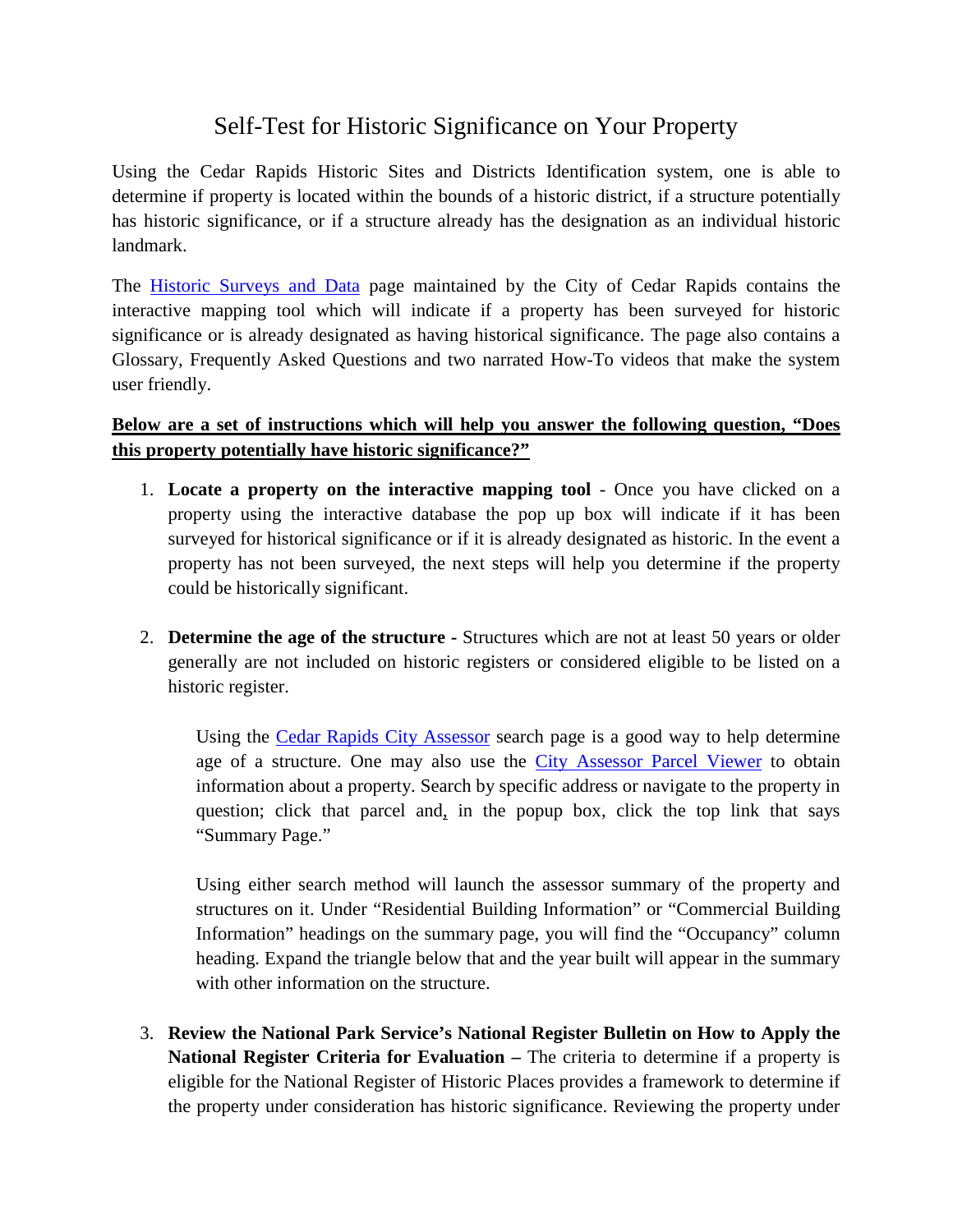# Self-Test for Historic Significance on Your Property

Using the Cedar Rapids Historic Sites and Districts Identification system, one is able to determine if property is located within the bounds of a historic district, if a structure potentially has historic significance, or if a structure already has the designation as an individual historic landmark.

The Historic Surveys and Data page maintained by the City of Cedar Rapids contains the interactive mapping tool which will indicate if a property has been surveyed for historic significance or is already designated as having historical significance. The page also contains a Glossary, Frequently Asked Questions and two narrated How-To videos that make the system user friendly.

**Below are a set of instructions which will help you answer the following question, "Does this property potentially have historic significance?"**

1. **Locate a property on the interactive mapping tool** - Once you have clicked on a property using the interactive database the pop up box will indicate if it has been surveyed for historical significance or if it is already designated as historic. In the event a property has not been surveyed, the next steps will help you determine if the property could be historically significant.

2. **Determine the age of the structure -** Structures which are not at least 50 years or older generally are not included on historic registers or considered eligible to be listed on a historic register.

   Using the Cedar Rapids City Assessor search page is a good way to help determine age of a structure. One may also use the City Assessor Parcel Viewer to obtain information about a property. Search by specific address or navigate to the property in question; click that parcel and, in the popup box, click the top link that says "Summary Page."

   Using either search method will launch the assessor summary of the property and structures on it. Under "Residential Building Information" or "Commercial Building Information" headings on the summary page, you will find the "Occupancy" column heading. Expand the triangle below that and the year built will appear in the summary with other information on the structure.

3. **Review the National Park Service's National Register Bulletin on How to Apply the National Register Criteria for Evaluation –** The criteria to determine if a property is eligible for the National Register of Historic Places provides a framework to determine if the property under consideration has historic significance. Reviewing the property under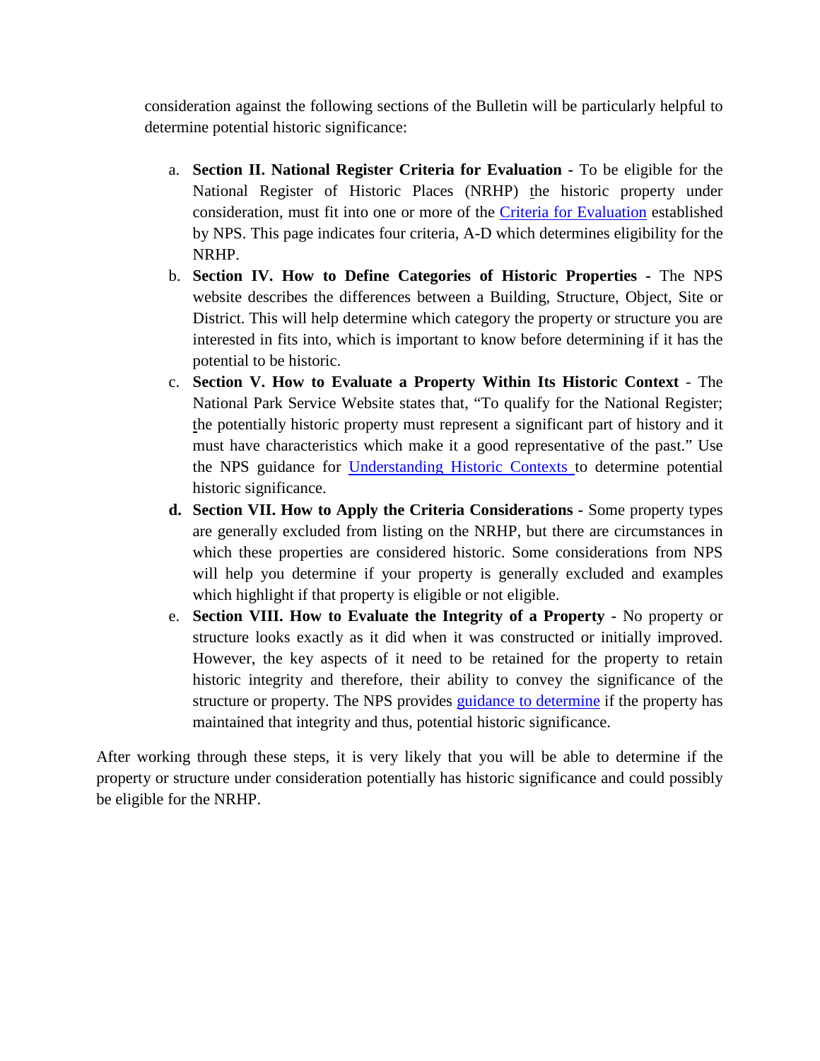consideration against the following sections of the Bulletin will be particularly helpful to determine potential historic significance:

a. **Section II. National Register Criteria for Evaluation -** To be eligible for the National Register of Historic Places (NRHP) the historic property under consideration, must fit into one or more of the Criteria for Evaluation established by NPS. This page indicates four criteria, A-D which determines eligibility for the NRHP.
b. **Section IV. How to Define Categories of Historic Properties -** The NPS website describes the differences between a Building, Structure, Object, Site or District. This will help determine which category the property or structure you are interested in fits into, which is important to know before determining if it has the potential to be historic.
c. **Section V. How to Evaluate a Property Within Its Historic Context** - The National Park Service Website states that, "To qualify for the National Register; the potentially historic property must represent a significant part of history and it must have characteristics which make it a good representative of the past." Use the NPS guidance for Understanding Historic Contexts to determine potential historic significance.
d. **Section VII. How to Apply the Criteria Considerations -** Some property types are generally excluded from listing on the NRHP, but there are circumstances in which these properties are considered historic. Some considerations from NPS will help you determine if your property is generally excluded and examples which highlight if that property is eligible or not eligible.
e. **Section VIII. How to Evaluate the Integrity of a Property -** No property or structure looks exactly as it did when it was constructed or initially improved. However, the key aspects of it need to be retained for the property to retain historic integrity and therefore, their ability to convey the significance of the structure or property. The NPS provides guidance to determine if the property has maintained that integrity and thus, potential historic significance.

After working through these steps, it is very likely that you will be able to determine if the property or structure under consideration potentially has historic significance and could possibly be eligible for the NRHP.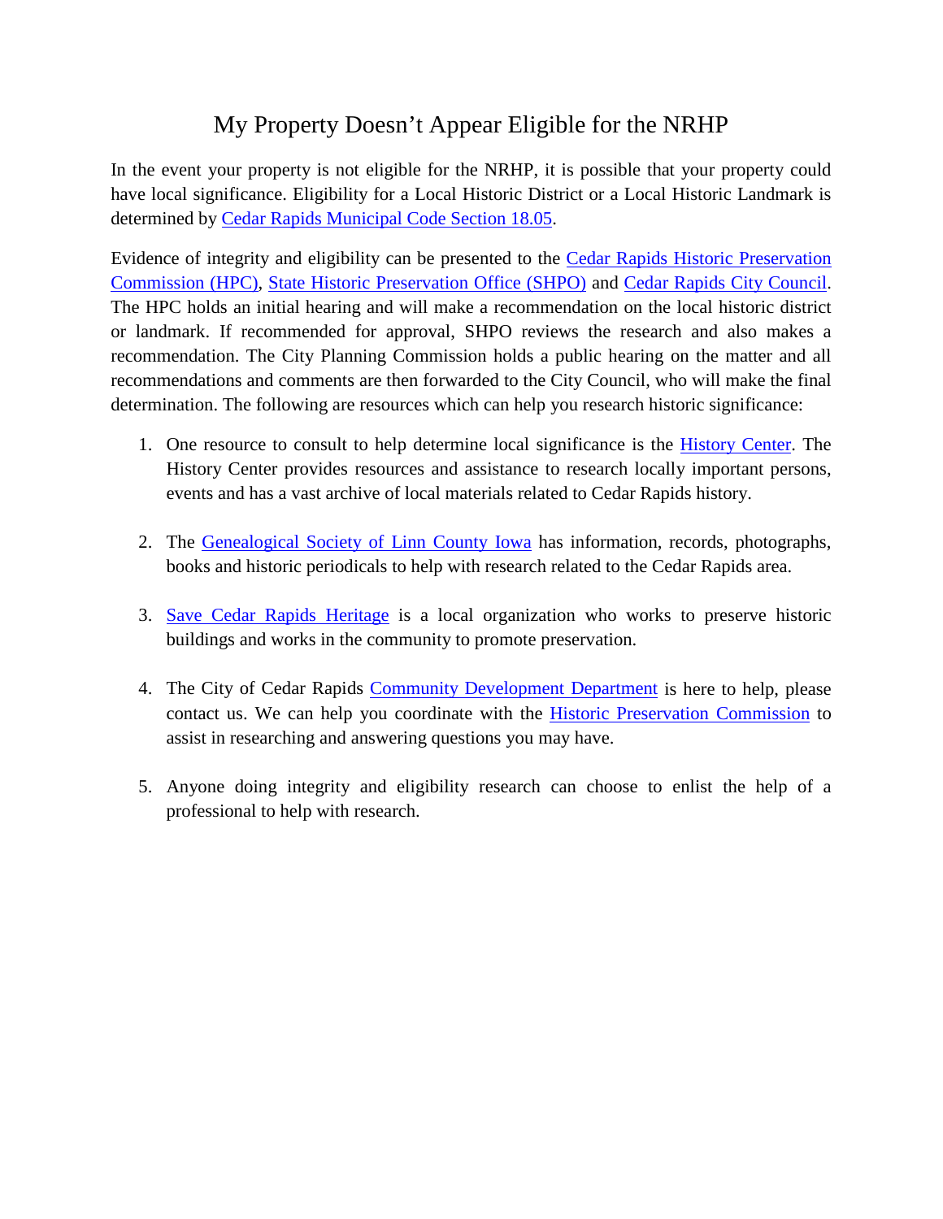# My Property Doesn't Appear Eligible for the NRHP

In the event your property is not eligible for the NRHP, it is possible that your property could have local significance. Eligibility for a Local Historic District or a Local Historic Landmark is determined by Cedar Rapids Municipal Code Section 18.05.

Evidence of integrity and eligibility can be presented to the Cedar Rapids Historic Preservation Commission (HPC), State Historic Preservation Office (SHPO) and Cedar Rapids City Council. The HPC holds an initial hearing and will make a recommendation on the local historic district or landmark. If recommended for approval, SHPO reviews the research and also makes a recommendation. The City Planning Commission holds a public hearing on the matter and all recommendations and comments are then forwarded to the City Council, who will make the final determination. The following are resources which can help you research historic significance:

1. One resource to consult to help determine local significance is the History Center. The History Center provides resources and assistance to research locally important persons, events and has a vast archive of local materials related to Cedar Rapids history.

2. The Genealogical Society of Linn County Iowa has information, records, photographs, books and historic periodicals to help with research related to the Cedar Rapids area.

3. Save Cedar Rapids Heritage is a local organization who works to preserve historic buildings and works in the community to promote preservation.

4. The City of Cedar Rapids Community Development Department is here to help, please contact us. We can help you coordinate with the Historic Preservation Commission to assist in researching and answering questions you may have.

5. Anyone doing integrity and eligibility research can choose to enlist the help of a professional to help with research.